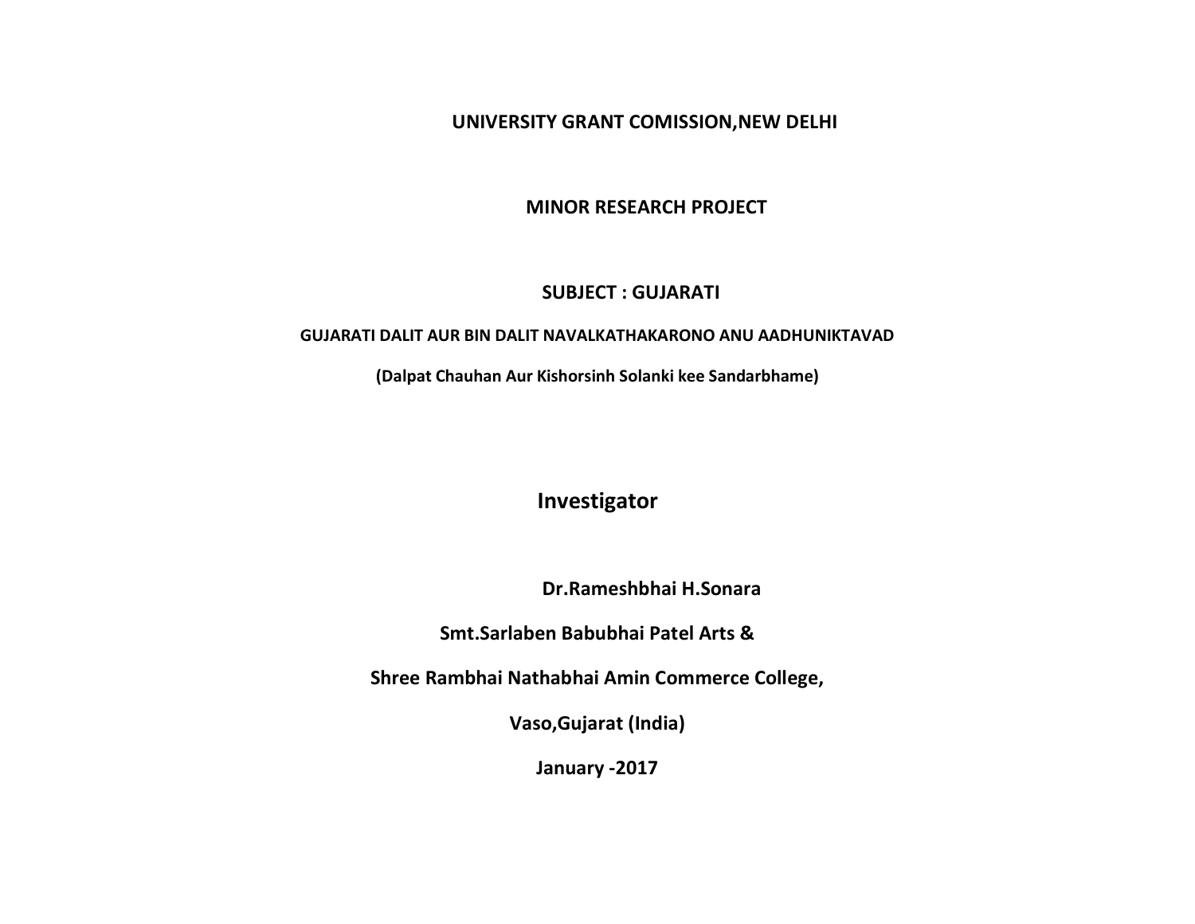# UNIVERSITY GRANT COMISSION,NEW DELHI

## MINOR RESEARCH PROJECT

## SUBJECT : GUJARATI

### GUJARATI DALIT AUR BIN DALIT NAVALKATHAKARONO ANU AADHUNIKTAVAD

**(Dalpat Chauhan Aur Kishorsinh Solanki kee Sandarbhame)**

**Investigator**

**Dr.Rameshbhai H.Sonara**

**Smt.Sarlaben Babubhai Patel Arts &**

**Shree Rambhai Nathabhai Amin Commerce College,**

**Vaso,Gujarat (India)**

**January -2017**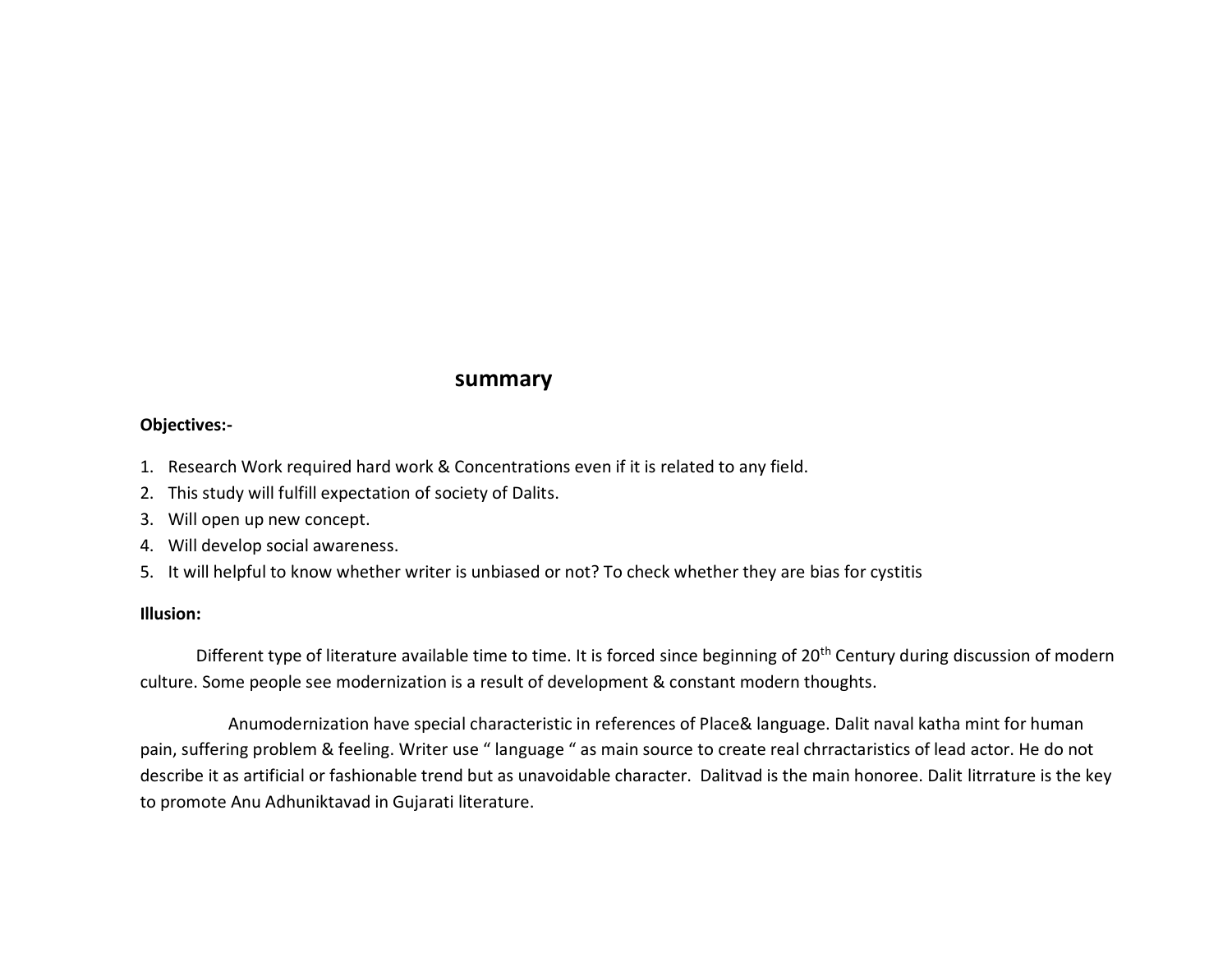## summary

**Objectives:-**

1. Research Work required hard work & Concentrations even if it is related to any field.
2. This study will fulfill expectation of society of Dalits.
3. Will open up new concept.
4. Will develop social awareness.
5. It will helpful to know whether writer is unbiased or not? To check whether they are bias for cystitis

**Illusion:**

Different type of literature available time to time. It is forced since beginning of 20th Century during discussion of modern culture. Some people see modernization is a result of development & constant modern thoughts.

Anumodernization have special characteristic in references of Place& language. Dalit naval katha mint for human pain, suffering problem & feeling. Writer use " language " as main source to create real chrractaristics of lead actor. He do not describe it as artificial or fashionable trend but as unavoidable character. Dalitvad is the main honoree. Dalit litrrature is the key to promote Anu Adhuniktavad in Gujarati literature.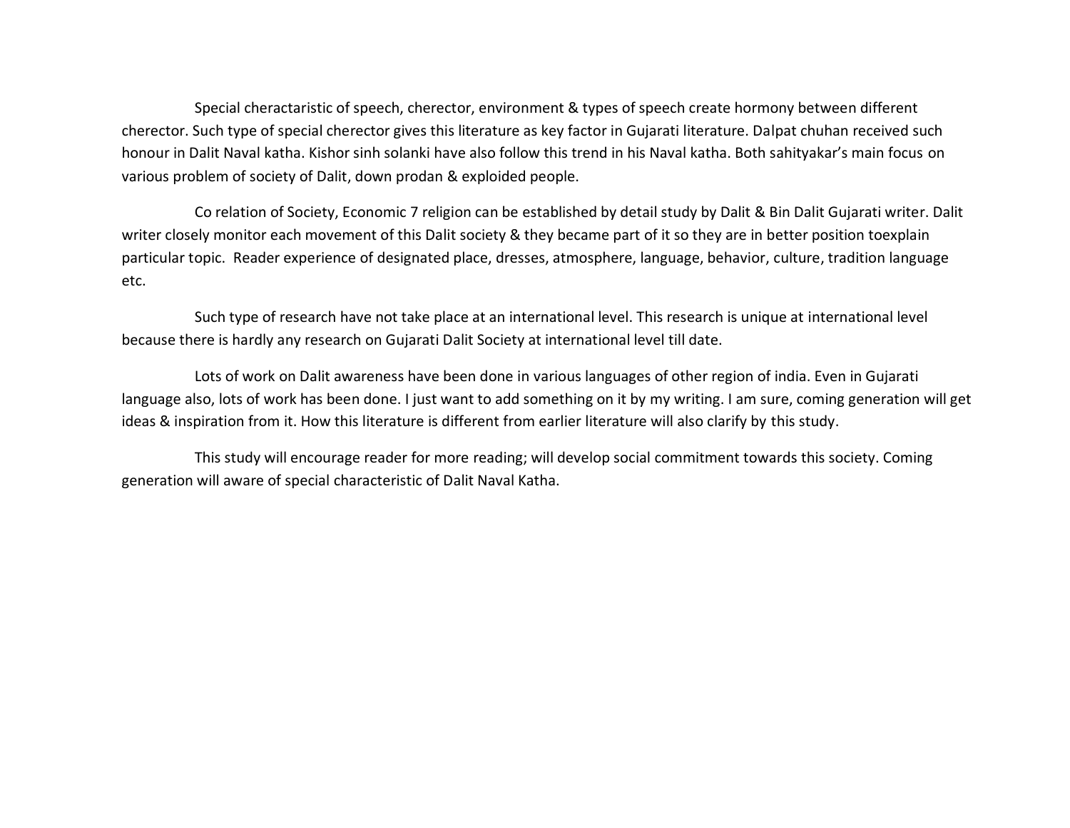Special cheractaristic of speech, cherector, environment & types of speech create hormony between different cherector. Such type of special cherector gives this literature as key factor in Gujarati literature. Dalpat chuhan received such honour in Dalit Naval katha. Kishor sinh solanki have also follow this trend in his Naval katha. Both sahityakar's main focus on various problem of society of Dalit, down prodan & exploided people.

Co relation of Society, Economic 7 religion can be established by detail study by Dalit & Bin Dalit Gujarati writer. Dalit writer closely monitor each movement of this Dalit society & they became part of it so they are in better position toexplain particular topic. Reader experience of designated place, dresses, atmosphere, language, behavior, culture, tradition language etc.

Such type of research have not take place at an international level. This research is unique at international level because there is hardly any research on Gujarati Dalit Society at international level till date.

Lots of work on Dalit awareness have been done in various languages of other region of india. Even in Gujarati language also, lots of work has been done. I just want to add something on it by my writing. I am sure, coming generation will get ideas & inspiration from it. How this literature is different from earlier literature will also clarify by this study.

This study will encourage reader for more reading; will develop social commitment towards this society. Coming generation will aware of special characteristic of Dalit Naval Katha.